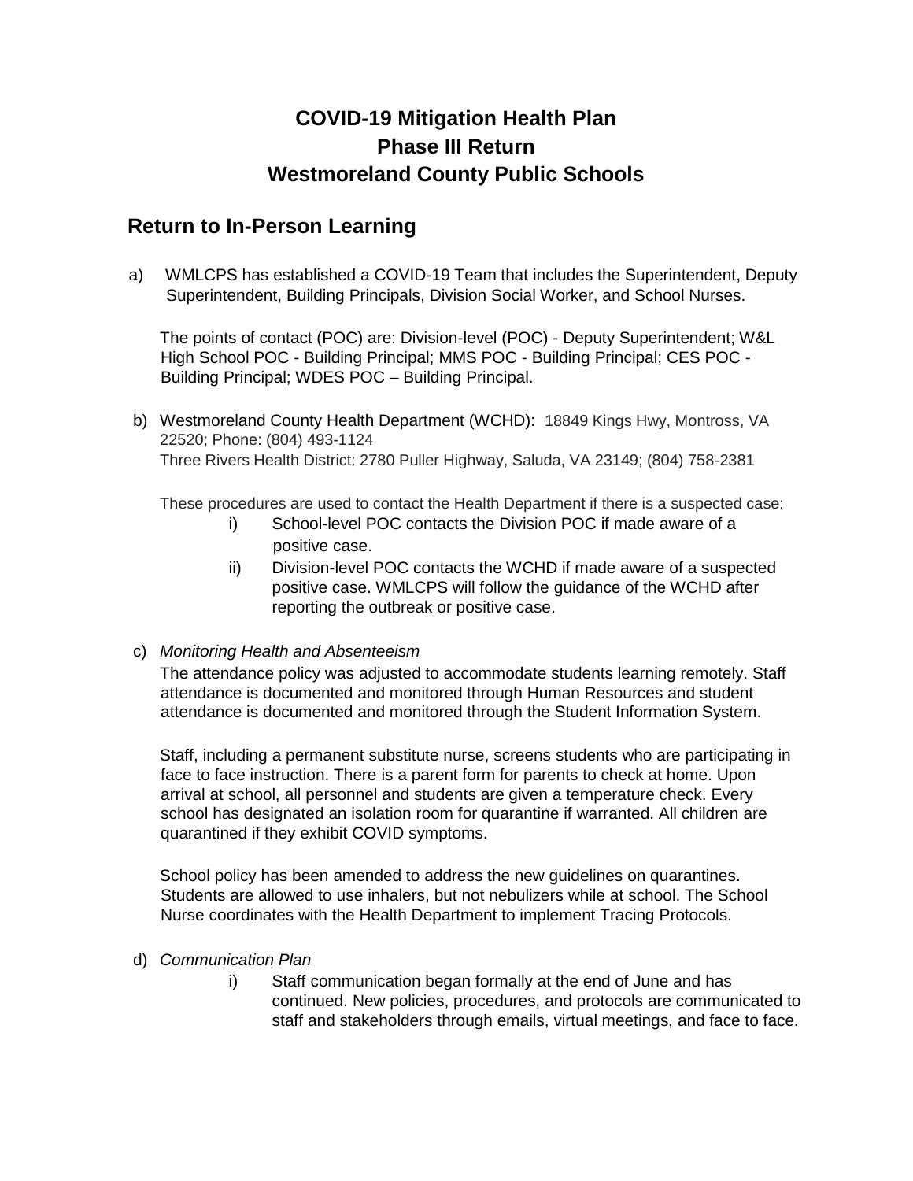# COVID-19 Mitigation Health Plan
# Phase III Return
# Westmoreland County Public Schools

## Return to In-Person Learning

a) WMLCPS has established a COVID-19 Team that includes the Superintendent, Deputy Superintendent, Building Principals, Division Social Worker, and School Nurses.

The points of contact (POC) are: Division-level (POC) - Deputy Superintendent; W&L High School POC - Building Principal; MMS POC - Building Principal; CES POC - Building Principal; WDES POC – Building Principal.

b) Westmoreland County Health Department (WCHD): 18849 Kings Hwy, Montross, VA 22520; Phone: (804) 493-1124
Three Rivers Health District: 2780 Puller Highway, Saluda, VA 23149; (804) 758-2381

These procedures are used to contact the Health Department if there is a suspected case:

i) School-level POC contacts the Division POC if made aware of a positive case.

ii) Division-level POC contacts the WCHD if made aware of a suspected positive case. WMLCPS will follow the guidance of the WCHD after reporting the outbreak or positive case.

c) *Monitoring Health and Absenteeism*

The attendance policy was adjusted to accommodate students learning remotely. Staff attendance is documented and monitored through Human Resources and student attendance is documented and monitored through the Student Information System.

Staff, including a permanent substitute nurse, screens students who are participating in face to face instruction. There is a parent form for parents to check at home. Upon arrival at school, all personnel and students are given a temperature check. Every school has designated an isolation room for quarantine if warranted. All children are quarantined if they exhibit COVID symptoms.

School policy has been amended to address the new guidelines on quarantines. Students are allowed to use inhalers, but not nebulizers while at school. The School Nurse coordinates with the Health Department to implement Tracing Protocols.

d) *Communication Plan*

i) Staff communication began formally at the end of June and has continued. New policies, procedures, and protocols are communicated to staff and stakeholders through emails, virtual meetings, and face to face.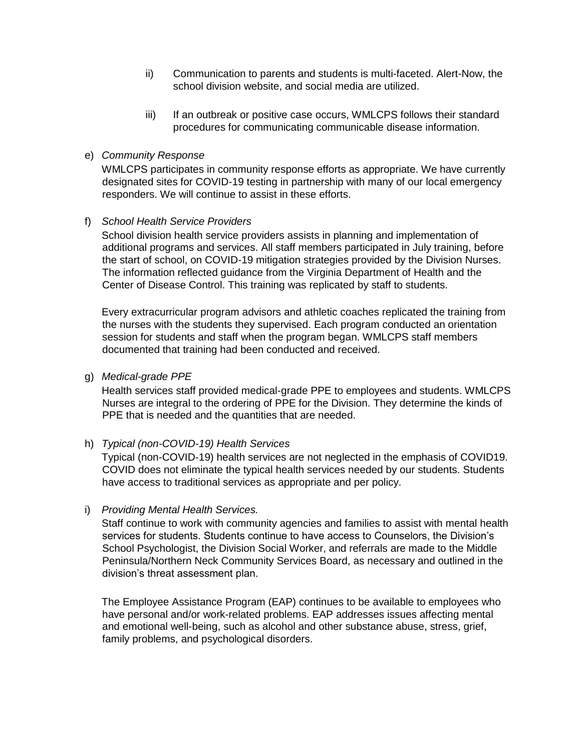ii) Communication to parents and students is multi-faceted. Alert-Now, the school division website, and social media are utilized.

iii) If an outbreak or positive case occurs, WMLCPS follows their standard procedures for communicating communicable disease information.

e) *Community Response*

WMLCPS participates in community response efforts as appropriate. We have currently designated sites for COVID-19 testing in partnership with many of our local emergency responders. We will continue to assist in these efforts.

f) *School Health Service Providers*

School division health service providers assists in planning and implementation of additional programs and services. All staff members participated in July training, before the start of school, on COVID-19 mitigation strategies provided by the Division Nurses. The information reflected guidance from the Virginia Department of Health and the Center of Disease Control. This training was replicated by staff to students.

Every extracurricular program advisors and athletic coaches replicated the training from the nurses with the students they supervised. Each program conducted an orientation session for students and staff when the program began. WMLCPS staff members documented that training had been conducted and received.

g) *Medical-grade PPE*

Health services staff provided medical-grade PPE to employees and students. WMLCPS Nurses are integral to the ordering of PPE for the Division. They determine the kinds of PPE that is needed and the quantities that are needed.

h) *Typical (non-COVID-19) Health Services*

Typical (non-COVID-19) health services are not neglected in the emphasis of COVID19. COVID does not eliminate the typical health services needed by our students. Students have access to traditional services as appropriate and per policy.

i) *Providing Mental Health Services.*

Staff continue to work with community agencies and families to assist with mental health services for students. Students continue to have access to Counselors, the Division's School Psychologist, the Division Social Worker, and referrals are made to the Middle Peninsula/Northern Neck Community Services Board, as necessary and outlined in the division's threat assessment plan.

The Employee Assistance Program (EAP) continues to be available to employees who have personal and/or work-related problems. EAP addresses issues affecting mental and emotional well-being, such as alcohol and other substance abuse, stress, grief, family problems, and psychological disorders.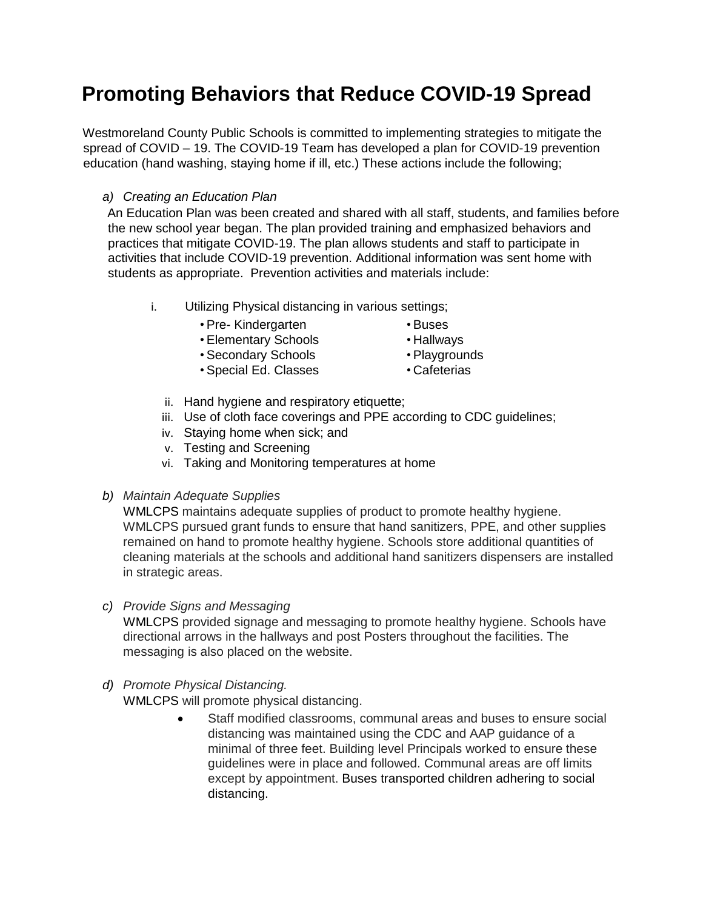# Promoting Behaviors that Reduce COVID-19 Spread

Westmoreland County Public Schools is committed to implementing strategies to mitigate the spread of COVID – 19. The COVID-19 Team has developed a plan for COVID-19 prevention education (hand washing, staying home if ill, etc.) These actions include the following;

a) *Creating an Education Plan*

An Education Plan was been created and shared with all staff, students, and families before the new school year began. The plan provided training and emphasized behaviors and practices that mitigate COVID-19. The plan allows students and staff to participate in activities that include COVID-19 prevention. Additional information was sent home with students as appropriate. Prevention activities and materials include:

i. Utilizing Physical distancing in various settings;
   - Pre- Kindergarten
   - Elementary Schools
   - Secondary Schools
   - Special Ed. Classes
   - Buses
   - Hallways
   - Playgrounds
   - Cafeterias

ii. Hand hygiene and respiratory etiquette;

iii. Use of cloth face coverings and PPE according to CDC guidelines;

iv. Staying home when sick; and

v. Testing and Screening

vi. Taking and Monitoring temperatures at home

b) *Maintain Adequate Supplies*

WMLCPS maintains adequate supplies of product to promote healthy hygiene. WMLCPS pursued grant funds to ensure that hand sanitizers, PPE, and other supplies remained on hand to promote healthy hygiene. Schools store additional quantities of cleaning materials at the schools and additional hand sanitizers dispensers are installed in strategic areas.

c) *Provide Signs and Messaging*

WMLCPS provided signage and messaging to promote healthy hygiene. Schools have directional arrows in the hallways and post Posters throughout the facilities. The messaging is also placed on the website.

d) *Promote Physical Distancing.*

WMLCPS will promote physical distancing.

- Staff modified classrooms, communal areas and buses to ensure social distancing was maintained using the CDC and AAP guidance of a minimal of three feet. Building level Principals worked to ensure these guidelines were in place and followed. Communal areas are off limits except by appointment. Buses transported children adhering to social distancing.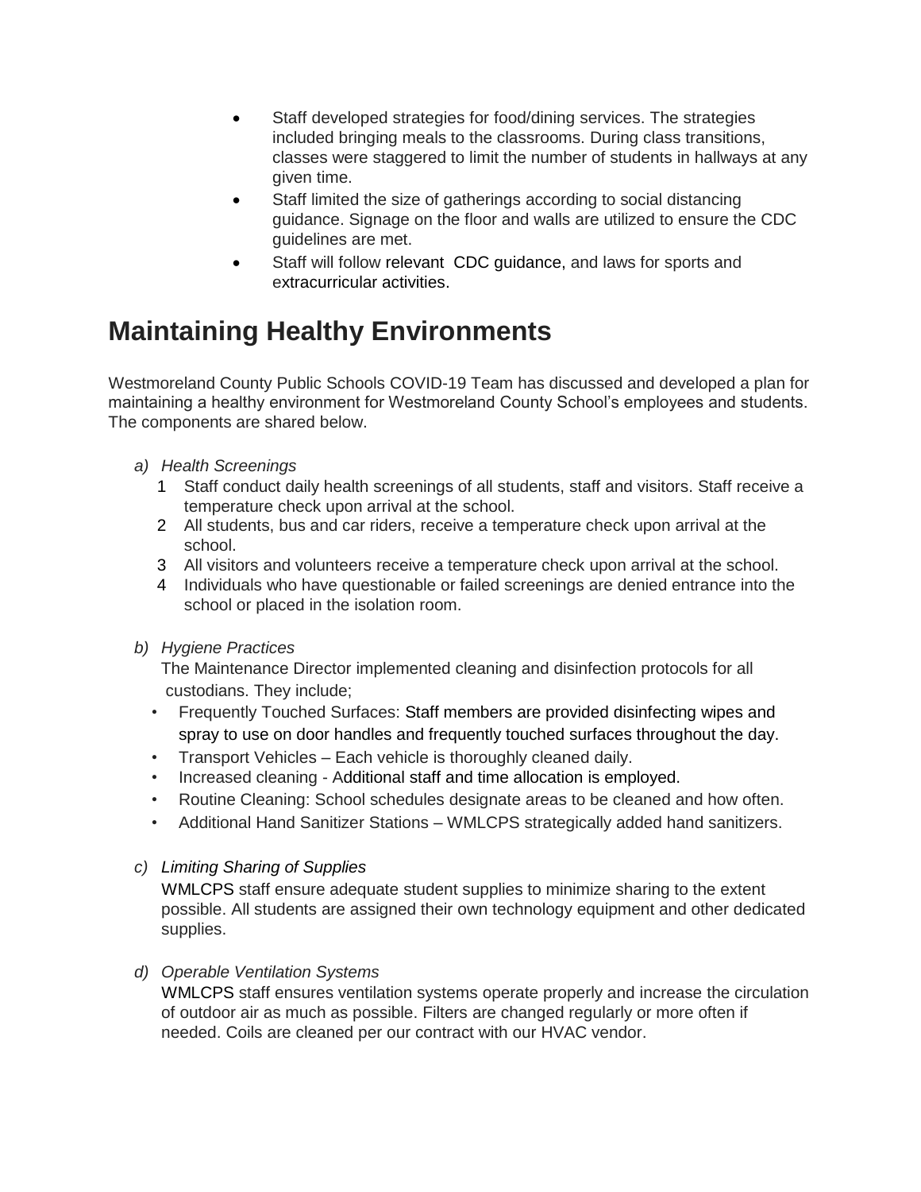- Staff developed strategies for food/dining services. The strategies included bringing meals to the classrooms. During class transitions, classes were staggered to limit the number of students in hallways at any given time.
- Staff limited the size of gatherings according to social distancing guidance. Signage on the floor and walls are utilized to ensure the CDC guidelines are met.
- Staff will follow relevant CDC guidance, and laws for sports and extracurricular activities.

# Maintaining Healthy Environments

Westmoreland County Public Schools COVID-19 Team has discussed and developed a plan for maintaining a healthy environment for Westmoreland County School's employees and students. The components are shared below.

a) *Health Screenings*
   1. Staff conduct daily health screenings of all students, staff and visitors. Staff receive a temperature check upon arrival at the school.
   2. All students, bus and car riders, receive a temperature check upon arrival at the school.
   3. All visitors and volunteers receive a temperature check upon arrival at the school.
   4. Individuals who have questionable or failed screenings are denied entrance into the school or placed in the isolation room.

b) *Hygiene Practices*
   The Maintenance Director implemented cleaning and disinfection protocols for all custodians. They include;
   - Frequently Touched Surfaces: Staff members are provided disinfecting wipes and spray to use on door handles and frequently touched surfaces throughout the day.
   - Transport Vehicles – Each vehicle is thoroughly cleaned daily.
   - Increased cleaning - Additional staff and time allocation is employed.
   - Routine Cleaning: School schedules designate areas to be cleaned and how often.
   - Additional Hand Sanitizer Stations – WMLCPS strategically added hand sanitizers.

c) *Limiting Sharing of Supplies*
   WMLCPS staff ensure adequate student supplies to minimize sharing to the extent possible. All students are assigned their own technology equipment and other dedicated supplies.

d) *Operable Ventilation Systems*
   WMLCPS staff ensures ventilation systems operate properly and increase the circulation of outdoor air as much as possible. Filters are changed regularly or more often if needed. Coils are cleaned per our contract with our HVAC vendor.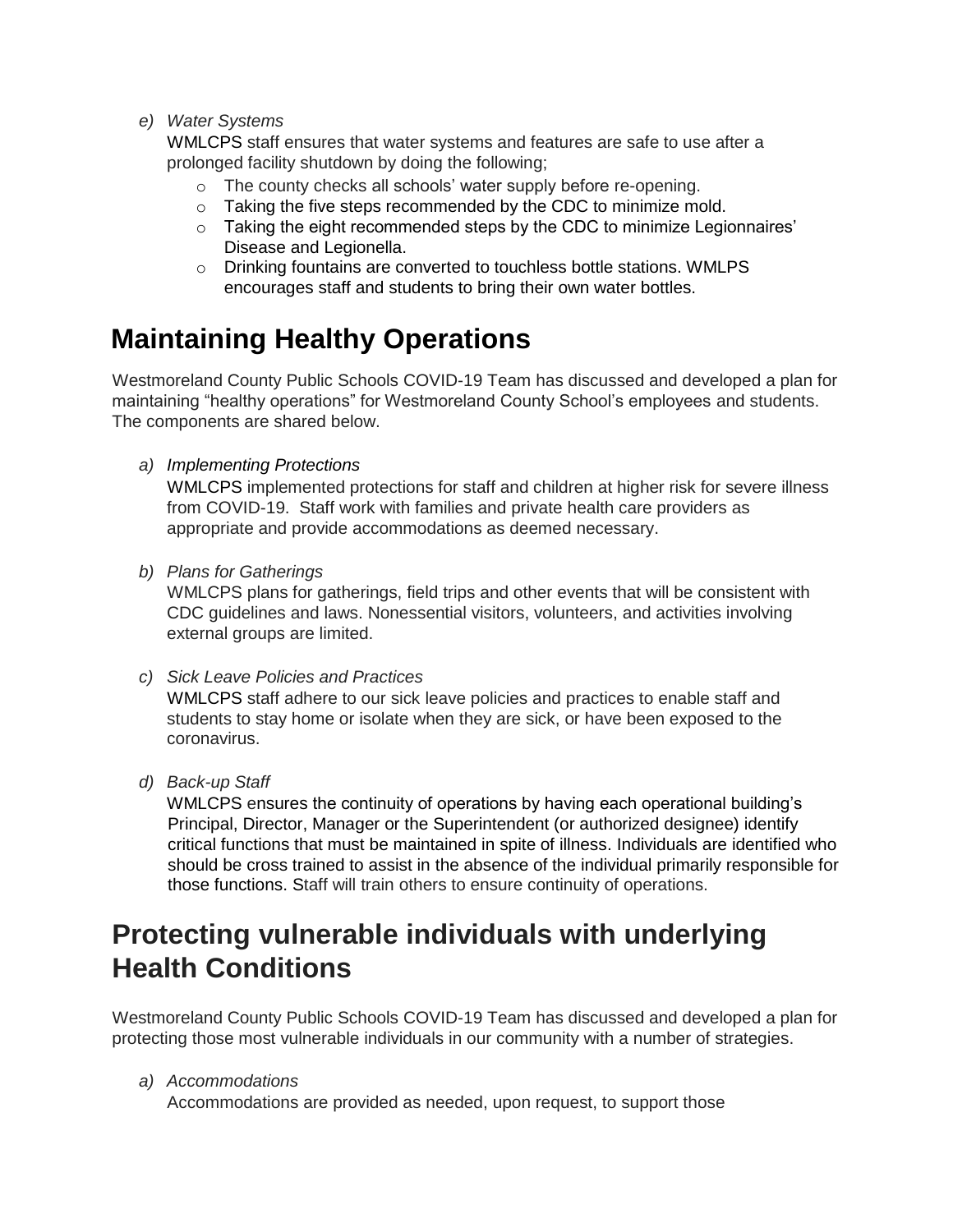*e) Water Systems*

WMLCPS staff ensures that water systems and features are safe to use after a prolonged facility shutdown by doing the following;

- The county checks all schools' water supply before re-opening.
- Taking the five steps recommended by the CDC to minimize mold.
- Taking the eight recommended steps by the CDC to minimize Legionnaires' Disease and Legionella.
- Drinking fountains are converted to touchless bottle stations. WMLPS encourages staff and students to bring their own water bottles.

# Maintaining Healthy Operations

Westmoreland County Public Schools COVID-19 Team has discussed and developed a plan for maintaining "healthy operations" for Westmoreland County School's employees and students. The components are shared below.

*a) Implementing Protections*

WMLCPS implemented protections for staff and children at higher risk for severe illness from COVID-19. Staff work with families and private health care providers as appropriate and provide accommodations as deemed necessary.

*b) Plans for Gatherings*

WMLCPS plans for gatherings, field trips and other events that will be consistent with CDC guidelines and laws. Nonessential visitors, volunteers, and activities involving external groups are limited.

*c) Sick Leave Policies and Practices*

WMLCPS staff adhere to our sick leave policies and practices to enable staff and students to stay home or isolate when they are sick, or have been exposed to the coronavirus.

*d) Back-up Staff*

WMLCPS ensures the continuity of operations by having each operational building's Principal, Director, Manager or the Superintendent (or authorized designee) identify critical functions that must be maintained in spite of illness. Individuals are identified who should be cross trained to assist in the absence of the individual primarily responsible for those functions. Staff will train others to ensure continuity of operations.

# Protecting vulnerable individuals with underlying Health Conditions

Westmoreland County Public Schools COVID-19 Team has discussed and developed a plan for protecting those most vulnerable individuals in our community with a number of strategies.

*a) Accommodations*

Accommodations are provided as needed, upon request, to support those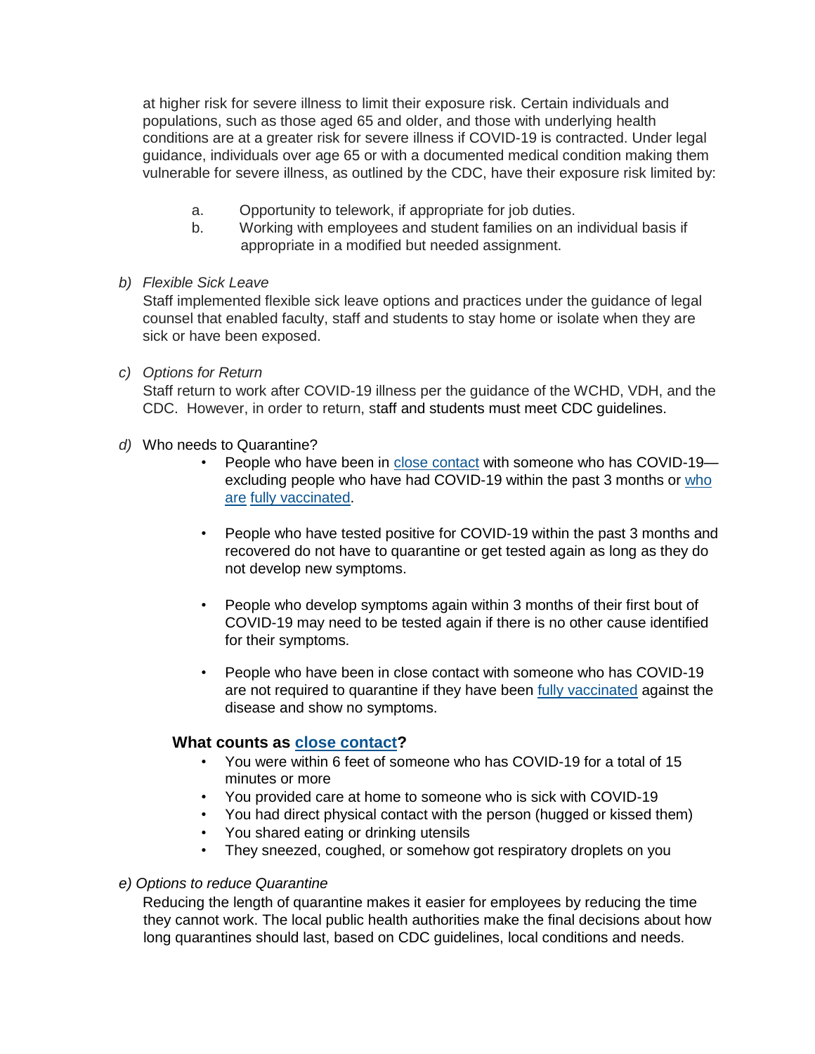at higher risk for severe illness to limit their exposure risk. Certain individuals and populations, such as those aged 65 and older, and those with underlying health conditions are at a greater risk for severe illness if COVID-19 is contracted. Under legal guidance, individuals over age 65 or with a documented medical condition making them vulnerable for severe illness, as outlined by the CDC, have their exposure risk limited by:

a. Opportunity to telework, if appropriate for job duties.
b. Working with employees and student families on an individual basis if appropriate in a modified but needed assignment.

*b) Flexible Sick Leave*

Staff implemented flexible sick leave options and practices under the guidance of legal counsel that enabled faculty, staff and students to stay home or isolate when they are sick or have been exposed.

*c) Options for Return*

Staff return to work after COVID-19 illness per the guidance of the WCHD, VDH, and the CDC. However, in order to return, staff and students must meet CDC guidelines.

*d)* Who needs to Quarantine?

- People who have been in close contact with someone who has COVID-19—excluding people who have had COVID-19 within the past 3 months or who are fully vaccinated.

- People who have tested positive for COVID-19 within the past 3 months and recovered do not have to quarantine or get tested again as long as they do not develop new symptoms.

- People who develop symptoms again within 3 months of their first bout of COVID-19 may need to be tested again if there is no other cause identified for their symptoms.

- People who have been in close contact with someone who has COVID-19 are not required to quarantine if they have been fully vaccinated against the disease and show no symptoms.

**What counts as close contact?**

- You were within 6 feet of someone who has COVID-19 for a total of 15 minutes or more
- You provided care at home to someone who is sick with COVID-19
- You had direct physical contact with the person (hugged or kissed them)
- You shared eating or drinking utensils
- They sneezed, coughed, or somehow got respiratory droplets on you

*e) Options to reduce Quarantine*

Reducing the length of quarantine makes it easier for employees by reducing the time they cannot work. The local public health authorities make the final decisions about how long quarantines should last, based on CDC guidelines, local conditions and needs.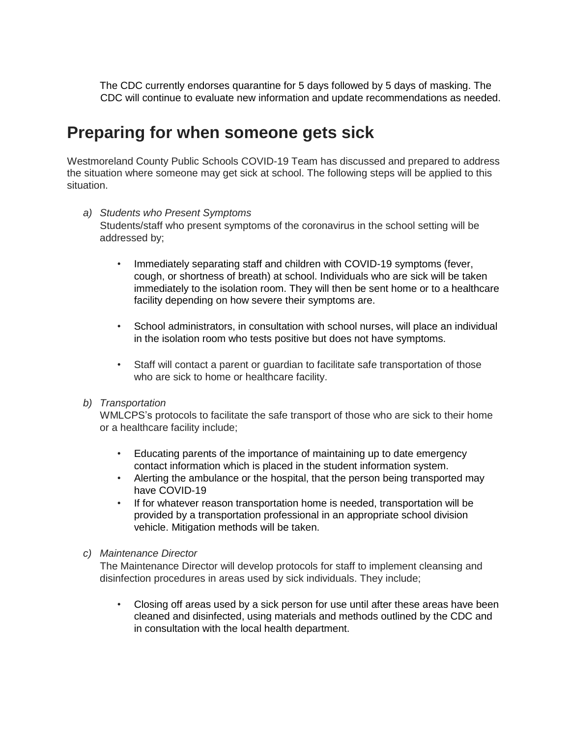The CDC currently endorses quarantine for 5 days followed by 5 days of masking. The CDC will continue to evaluate new information and update recommendations as needed.

# Preparing for when someone gets sick

Westmoreland County Public Schools COVID-19 Team has discussed and prepared to address the situation where someone may get sick at school. The following steps will be applied to this situation.

a) *Students who Present Symptoms*
   Students/staff who present symptoms of the coronavirus in the school setting will be addressed by;

   - Immediately separating staff and children with COVID-19 symptoms (fever, cough, or shortness of breath) at school. Individuals who are sick will be taken immediately to the isolation room. They will then be sent home or to a healthcare facility depending on how severe their symptoms are.

   - School administrators, in consultation with school nurses, will place an individual in the isolation room who tests positive but does not have symptoms.

   - Staff will contact a parent or guardian to facilitate safe transportation of those who are sick to home or healthcare facility.

b) *Transportation*
   WMLCPS's protocols to facilitate the safe transport of those who are sick to their home or a healthcare facility include;

   - Educating parents of the importance of maintaining up to date emergency contact information which is placed in the student information system.
   - Alerting the ambulance or the hospital, that the person being transported may have COVID-19
   - If for whatever reason transportation home is needed, transportation will be provided by a transportation professional in an appropriate school division vehicle. Mitigation methods will be taken.

c) *Maintenance Director*
   The Maintenance Director will develop protocols for staff to implement cleansing and disinfection procedures in areas used by sick individuals. They include;

   - Closing off areas used by a sick person for use until after these areas have been cleaned and disinfected, using materials and methods outlined by the CDC and in consultation with the local health department.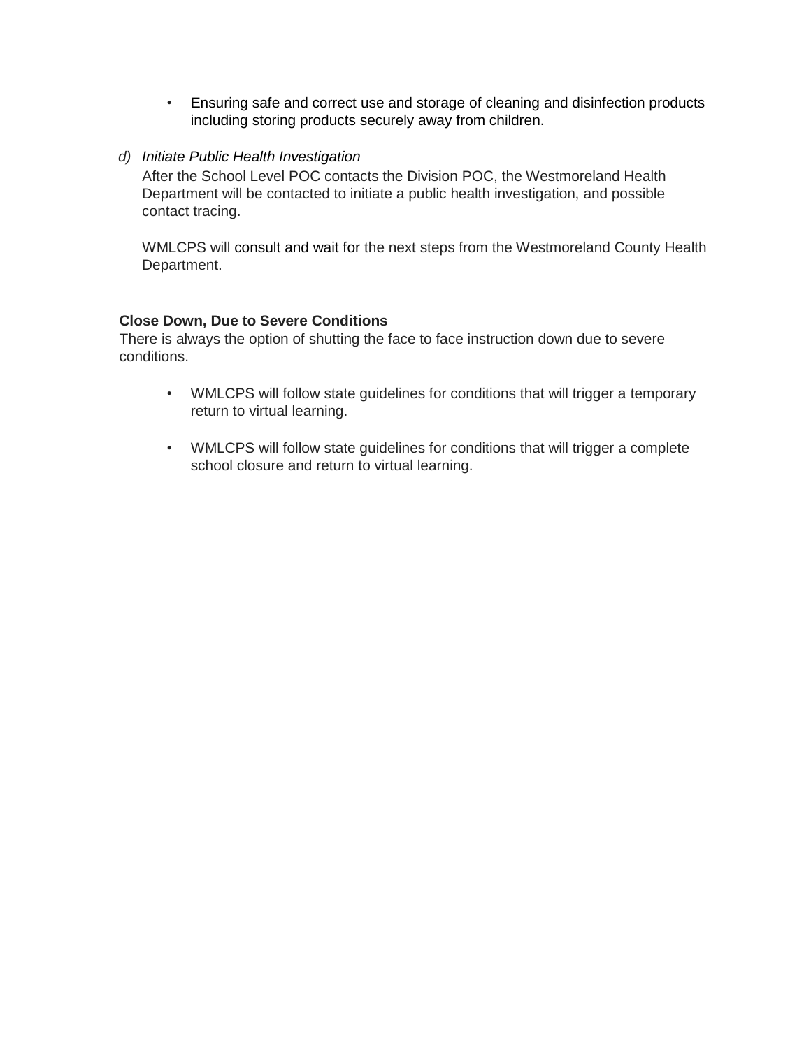- Ensuring safe and correct use and storage of cleaning and disinfection products including storing products securely away from children.

d) *Initiate Public Health Investigation*

After the School Level POC contacts the Division POC, the Westmoreland Health Department will be contacted to initiate a public health investigation, and possible contact tracing.

WMLCPS will consult and wait for the next steps from the Westmoreland County Health Department.

**Close Down, Due to Severe Conditions**

There is always the option of shutting the face to face instruction down due to severe conditions.

- WMLCPS will follow state guidelines for conditions that will trigger a temporary return to virtual learning.
- WMLCPS will follow state guidelines for conditions that will trigger a complete school closure and return to virtual learning.